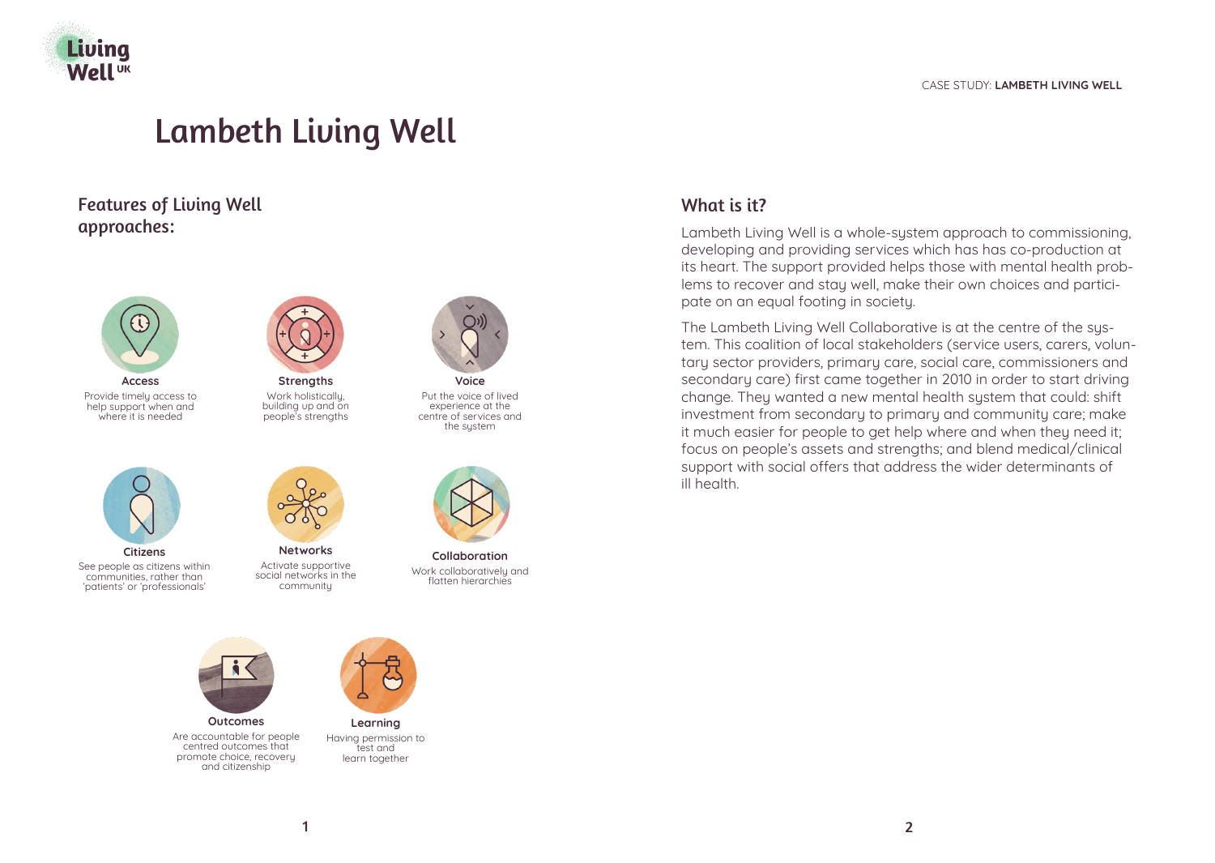# Lambeth Living Well

## Features of Living Well approaches:

**Access**
Provide timely access to help support when and where it is needed

**Strengths**
Work holistically, building up and on people's strengths

**Voice**
Put the voice of lived experience at the centre of services and the system

**Citizens**
See people as citizens within communities, rather than 'patients' or 'professionals'

**Networks**
Activate supportive social networks in the community

**Collaboration**
Work collaboratively and flatten hierarchies

**Outcomes**
Are accountable for people centred outcomes that promote choice, recovery and citizenship

**Learning**
Having permission to test and learn together

## What is it?

Lambeth Living Well is a whole-system approach to commissioning, developing and providing services which has has co-production at its heart. The support provided helps those with mental health problems to recover and stay well, make their own choices and participate on an equal footing in society.

The Lambeth Living Well Collaborative is at the centre of the system. This coalition of local stakeholders (service users, carers, voluntary sector providers, primary care, social care, commissioners and secondary care) first came together in 2010 in order to start driving change. They wanted a new mental health system that could: shift investment from secondary to primary and community care; make it much easier for people to get help where and when they need it; focus on people's assets and strengths; and blend medical/clinical support with social offers that address the wider determinants of ill health.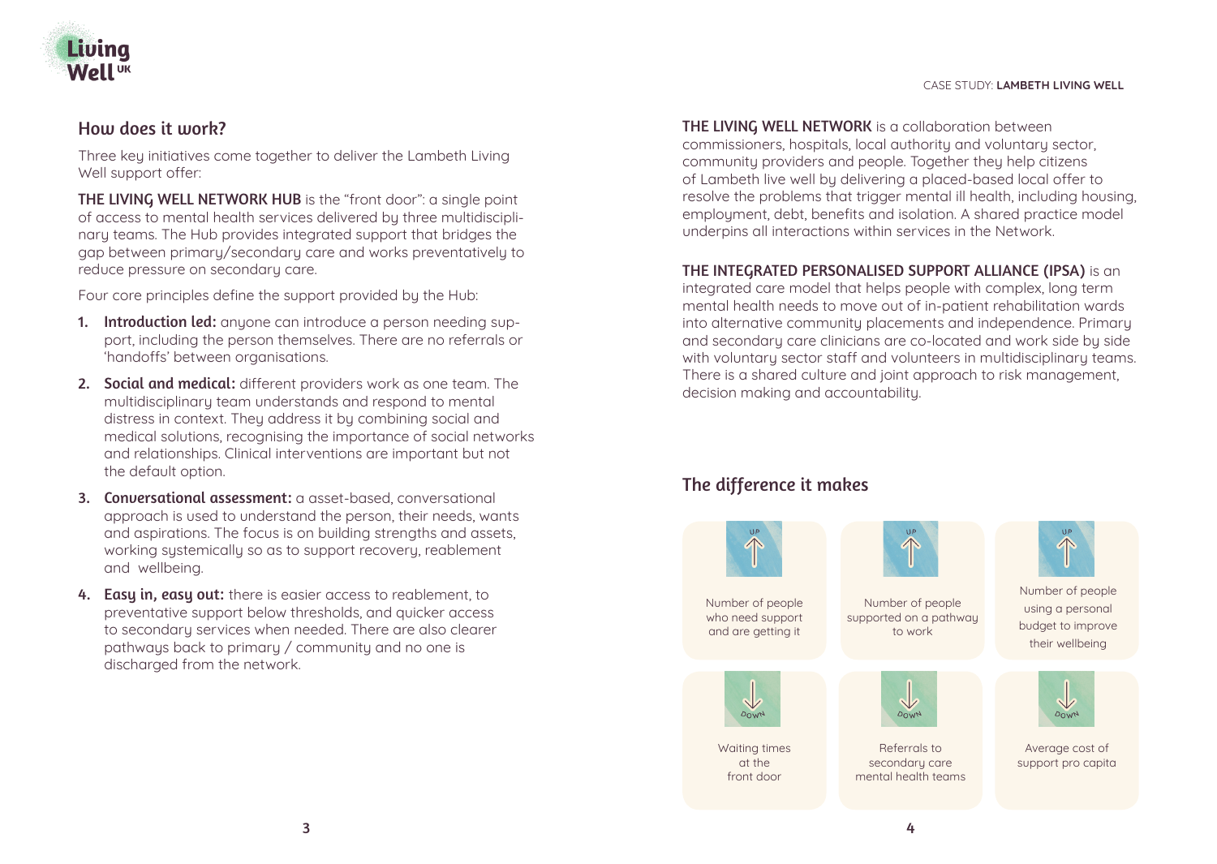## How does it work?

Three key initiatives come together to deliver the Lambeth Living Well support offer:

**THE LIVING WELL NETWORK HUB** is the "front door": a single point of access to mental health services delivered by three multidisciplinary teams. The Hub provides integrated support that bridges the gap between primary/secondary care and works preventatively to reduce pressure on secondary care.

Four core principles define the support provided by the Hub:

1. **Introduction led:** anyone can introduce a person needing support, including the person themselves. There are no referrals or 'handoffs' between organisations.
2. **Social and medical:** different providers work as one team. The multidisciplinary team understands and respond to mental distress in context. They address it by combining social and medical solutions, recognising the importance of social networks and relationships. Clinical interventions are important but not the default option.
3. **Conversational assessment:** a asset-based, conversational approach is used to understand the person, their needs, wants and aspirations. The focus is on building strengths and assets, working systemically so as to support recovery, reablement and wellbeing.
4. **Easy in, easy out:** there is easier access to reablement, to preventative support below thresholds, and quicker access to secondary services when needed. There are also clearer pathways back to primary / community and no one is discharged from the network.

**THE LIVING WELL NETWORK** is a collaboration between commissioners, hospitals, local authority and voluntary sector, community providers and people. Together they help citizens of Lambeth live well by delivering a placed-based local offer to resolve the problems that trigger mental ill health, including housing, employment, debt, benefits and isolation. A shared practice model underpins all interactions within services in the Network.

**THE INTEGRATED PERSONALISED SUPPORT ALLIANCE (IPSA)** is an integrated care model that helps people with complex, long term mental health needs to move out of in-patient rehabilitation wards into alternative community placements and independence. Primary and secondary care clinicians are co-located and work side by side with voluntary sector staff and volunteers in multidisciplinary teams. There is a shared culture and joint approach to risk management, decision making and accountability.

## The difference it makes

UP — Number of people who need support and are getting it

UP — Number of people supported on a pathway to work

UP — Number of people using a personal budget to improve their wellbeing

DOWN — Waiting times at the front door

DOWN — Referrals to secondary care mental health teams

DOWN — Average cost of support pro capita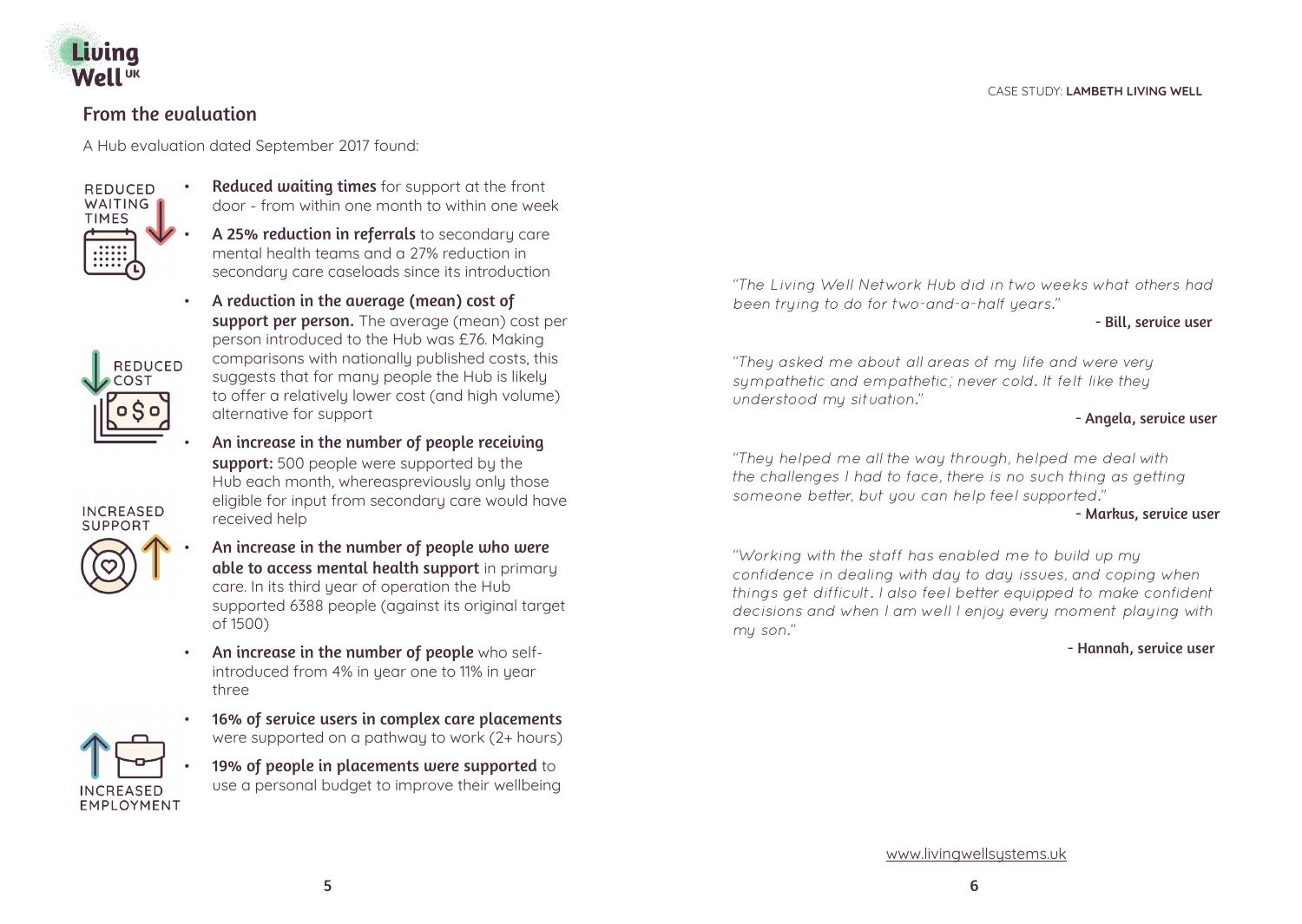## From the evaluation

A Hub evaluation dated September 2017 found:

REDUCED WAITING TIMES

- **Reduced waiting times** for support at the front door - from within one month to within one week
- **A 25% reduction in referrals** to secondary care mental health teams and a 27% reduction in secondary care caseloads since its introduction

REDUCED COST

- **A reduction in the average (mean) cost of support per person.** The average (mean) cost per person introduced to the Hub was £76. Making comparisons with nationally published costs, this suggests that for many people the Hub is likely to offer a relatively lower cost (and high volume) alternative for support

INCREASED SUPPORT

- **An increase in the number of people receiving support:** 500 people were supported by the Hub each month, whereaspreviously only those eligible for input from secondary care would have received help
- **An increase in the number of people who were able to access mental health support** in primary care. In its third year of operation the Hub supported 6388 people (against its original target of 1500)
- **An increase in the number of people** who self-introduced from 4% in year one to 11% in year three

INCREASED EMPLOYMENT

- **16% of service users in complex care placements** were supported on a pathway to work (2+ hours)
- **19% of people in placements were supported** to use a personal budget to improve their wellbeing

*"The Living Well Network Hub did in two weeks what others had been trying to do for two-and-a-half years."*

**- Bill, service user**

*"They asked me about all areas of my life and were very sympathetic and empathetic; never cold. It felt like they understood my situation."*

**- Angela, service user**

*"They helped me all the way through, helped me deal with the challenges I had to face, there is no such thing as getting someone better, but you can help feel supported."*

**- Markus, service user**

*"Working with the staff has enabled me to build up my confidence in dealing with day to day issues, and coping when things get difficult. I also feel better equipped to make confident decisions and when I am well I enjoy every moment playing with my son."*

**- Hannah, service user**

www.livingwellsystems.uk